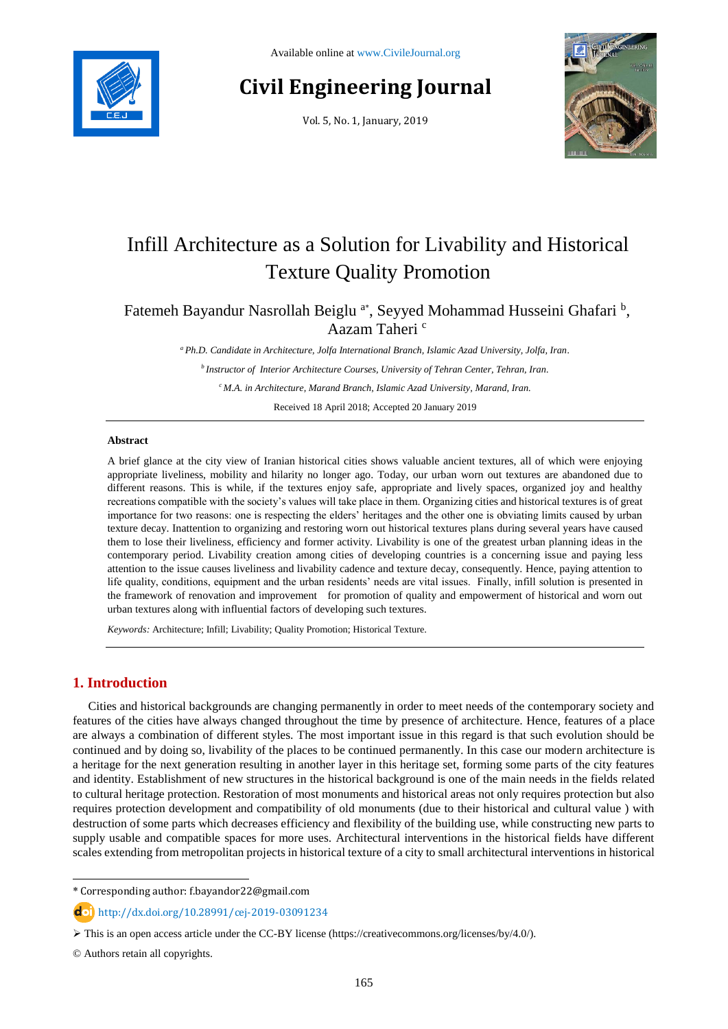Available online at www.CivileJournal.org

# Civil Engineering Journal

Vol. 5, No. 1, January, 2019

# Infill Architecture as a Solution for Livability and Historical Texture Quality Promotion

Fatemeh Bayandur Nasrollah Beiglu [a*], Seyyed Mohammad Husseini Ghafari [b], Aazam Taheri [c]

[a] *Ph.D. Candidate in Architecture, Jolfa International Branch, Islamic Azad University, Jolfa, Iran.*

[b] *Instructor of Interior Architecture Courses, University of Tehran Center, Tehran, Iran.*

[c] *M.A. in Architecture, Marand Branch, Islamic Azad University, Marand, Iran.*

Received 18 April 2018; Accepted 20 January 2019

---

**Abstract**

A brief glance at the city view of Iranian historical cities shows valuable ancient textures, all of which were enjoying appropriate liveliness, mobility and hilarity no longer ago. Today, our urban worn out textures are abandoned due to different reasons. This is while, if the textures enjoy safe, appropriate and lively spaces, organized joy and healthy recreations compatible with the society's values will take place in them. Organizing cities and historical textures is of great importance for two reasons: one is respecting the elders' heritages and the other one is obviating limits caused by urban texture decay. Inattention to organizing and restoring worn out historical textures plans during several years have caused them to lose their liveliness, efficiency and former activity. Livability is one of the greatest urban planning ideas in the contemporary period. Livability creation among cities of developing countries is a concerning issue and paying less attention to the issue causes liveliness and livability cadence and texture decay, consequently. Hence, paying attention to life quality, conditions, equipment and the urban residents' needs are vital issues. Finally, infill solution is presented in the framework of renovation and improvement for promotion of quality and empowerment of historical and worn out urban textures along with influential factors of developing such textures.

*Keywords:* Architecture; Infill; Livability; Quality Promotion; Historical Texture.

---

## 1. Introduction

Cities and historical backgrounds are changing permanently in order to meet needs of the contemporary society and features of the cities have always changed throughout the time by presence of architecture. Hence, features of a place are always a combination of different styles. The most important issue in this regard is that such evolution should be continued and by doing so, livability of the places to be continued permanently. In this case our modern architecture is a heritage for the next generation resulting in another layer in this heritage set, forming some parts of the city features and identity. Establishment of new structures in the historical background is one of the main needs in the fields related to cultural heritage protection. Restoration of most monuments and historical areas not only requires protection but also requires protection development and compatibility of old monuments (due to their historical and cultural value ) with destruction of some parts which decreases efficiency and flexibility of the building use, while constructing new parts to supply usable and compatible spaces for more uses. Architectural interventions in the historical fields have different scales extending from metropolitan projects in historical texture of a city to small architectural interventions in historical

---

* Corresponding author: f.bayandor22@gmail.com

http://dx.doi.org/10.28991/cej-2019-03091234

➢ This is an open access article under the CC-BY license (https://creativecommons.org/licenses/by/4.0/).

© Authors retain all copyrights.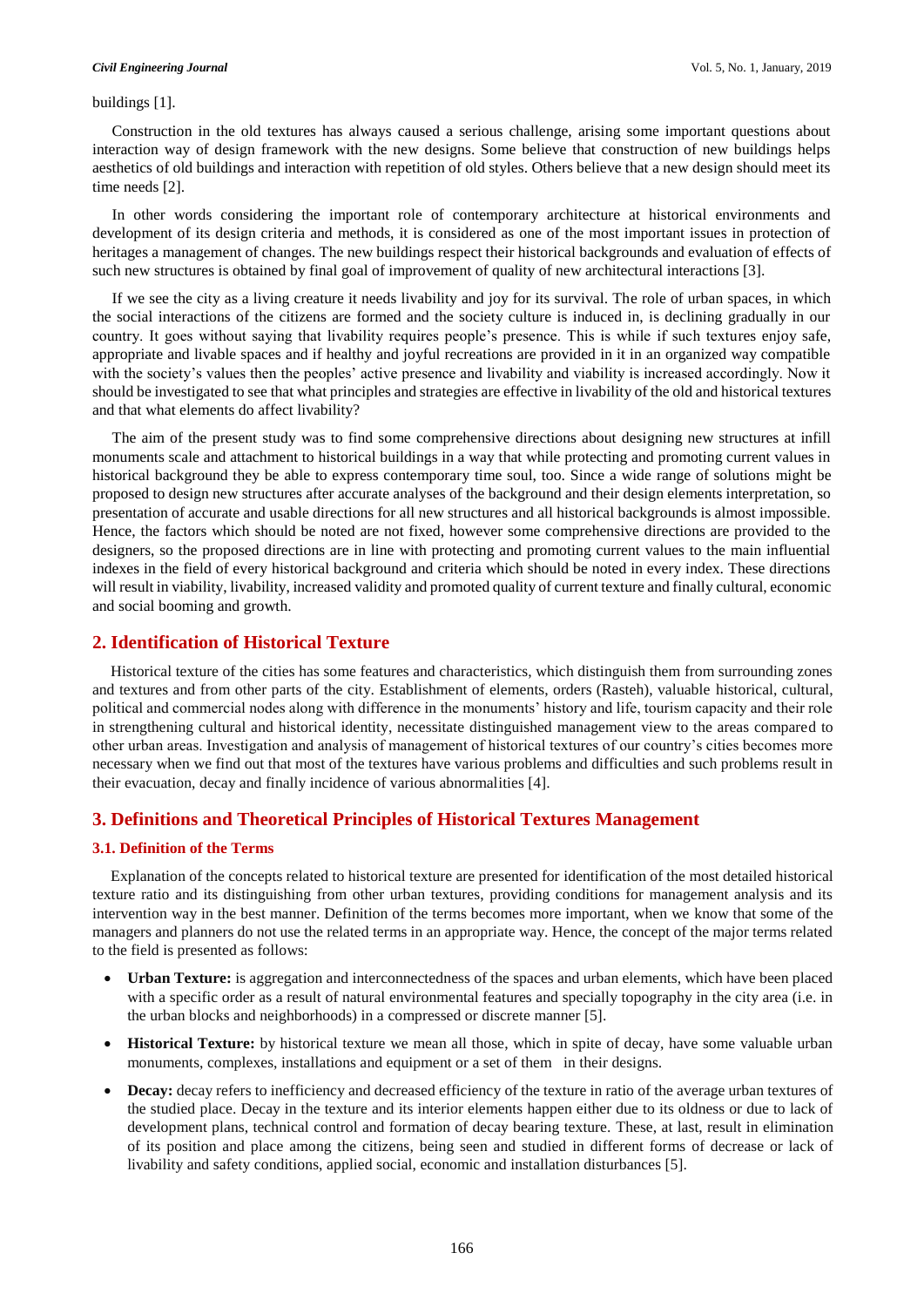buildings [1].

Construction in the old textures has always caused a serious challenge, arising some important questions about interaction way of design framework with the new designs. Some believe that construction of new buildings helps aesthetics of old buildings and interaction with repetition of old styles. Others believe that a new design should meet its time needs [2].

In other words considering the important role of contemporary architecture at historical environments and development of its design criteria and methods, it is considered as one of the most important issues in protection of heritages a management of changes. The new buildings respect their historical backgrounds and evaluation of effects of such new structures is obtained by final goal of improvement of quality of new architectural interactions [3].

If we see the city as a living creature it needs livability and joy for its survival. The role of urban spaces, in which the social interactions of the citizens are formed and the society culture is induced in, is declining gradually in our country. It goes without saying that livability requires people's presence. This is while if such textures enjoy safe, appropriate and livable spaces and if healthy and joyful recreations are provided in it in an organized way compatible with the society's values then the peoples' active presence and livability and viability is increased accordingly. Now it should be investigated to see that what principles and strategies are effective in livability of the old and historical textures and that what elements do affect livability?

The aim of the present study was to find some comprehensive directions about designing new structures at infill monuments scale and attachment to historical buildings in a way that while protecting and promoting current values in historical background they be able to express contemporary time soul, too. Since a wide range of solutions might be proposed to design new structures after accurate analyses of the background and their design elements interpretation, so presentation of accurate and usable directions for all new structures and all historical backgrounds is almost impossible. Hence, the factors which should be noted are not fixed, however some comprehensive directions are provided to the designers, so the proposed directions are in line with protecting and promoting current values to the main influential indexes in the field of every historical background and criteria which should be noted in every index. These directions will result in viability, livability, increased validity and promoted quality of current texture and finally cultural, economic and social booming and growth.

## 2. Identification of Historical Texture

Historical texture of the cities has some features and characteristics, which distinguish them from surrounding zones and textures and from other parts of the city. Establishment of elements, orders (Rasteh), valuable historical, cultural, political and commercial nodes along with difference in the monuments' history and life, tourism capacity and their role in strengthening cultural and historical identity, necessitate distinguished management view to the areas compared to other urban areas. Investigation and analysis of management of historical textures of our country's cities becomes more necessary when we find out that most of the textures have various problems and difficulties and such problems result in their evacuation, decay and finally incidence of various abnormalities [4].

## 3. Definitions and Theoretical Principles of Historical Textures Management

### 3.1. Definition of the Terms

Explanation of the concepts related to historical texture are presented for identification of the most detailed historical texture ratio and its distinguishing from other urban textures, providing conditions for management analysis and its intervention way in the best manner. Definition of the terms becomes more important, when we know that some of the managers and planners do not use the related terms in an appropriate way. Hence, the concept of the major terms related to the field is presented as follows:

- **Urban Texture:** is aggregation and interconnectedness of the spaces and urban elements, which have been placed with a specific order as a result of natural environmental features and specially topography in the city area (i.e. in the urban blocks and neighborhoods) in a compressed or discrete manner [5].
- **Historical Texture:** by historical texture we mean all those, which in spite of decay, have some valuable urban monuments, complexes, installations and equipment or a set of them in their designs.
- **Decay:** decay refers to inefficiency and decreased efficiency of the texture in ratio of the average urban textures of the studied place. Decay in the texture and its interior elements happen either due to its oldness or due to lack of development plans, technical control and formation of decay bearing texture. These, at last, result in elimination of its position and place among the citizens, being seen and studied in different forms of decrease or lack of livability and safety conditions, applied social, economic and installation disturbances [5].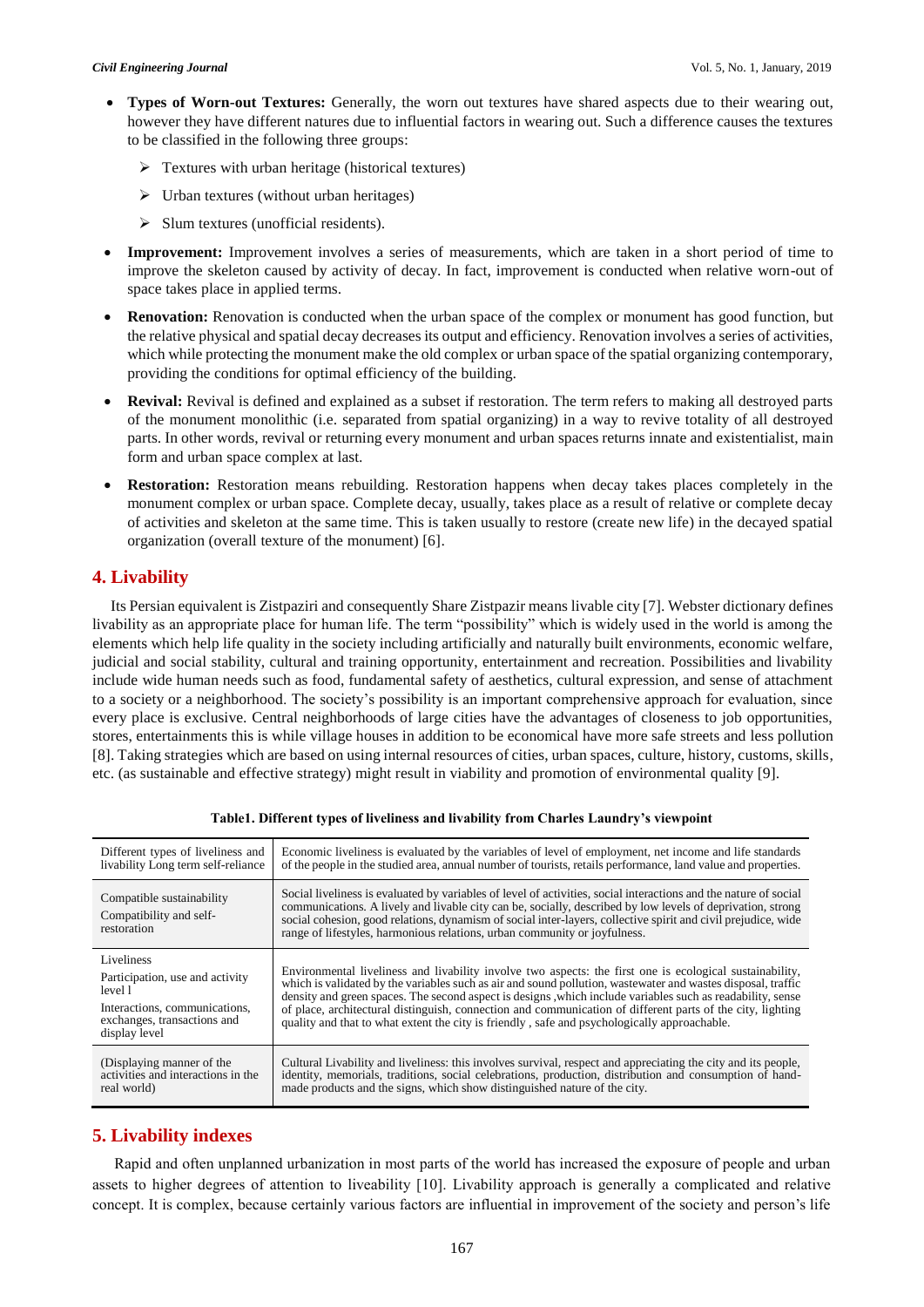- **Types of Worn-out Textures:** Generally, the worn out textures have shared aspects due to their wearing out, however they have different natures due to influential factors in wearing out. Such a difference causes the textures to be classified in the following three groups:
  - Textures with urban heritage (historical textures)
  - Urban textures (without urban heritages)
  - Slum textures (unofficial residents).
- **Improvement:** Improvement involves a series of measurements, which are taken in a short period of time to improve the skeleton caused by activity of decay. In fact, improvement is conducted when relative worn-out of space takes place in applied terms.
- **Renovation:** Renovation is conducted when the urban space of the complex or monument has good function, but the relative physical and spatial decay decreases its output and efficiency. Renovation involves a series of activities, which while protecting the monument make the old complex or urban space of the spatial organizing contemporary, providing the conditions for optimal efficiency of the building.
- **Revival:** Revival is defined and explained as a subset if restoration. The term refers to making all destroyed parts of the monument monolithic (i.e. separated from spatial organizing) in a way to revive totality of all destroyed parts. In other words, revival or returning every monument and urban spaces returns innate and existentialist, main form and urban space complex at last.
- **Restoration:** Restoration means rebuilding. Restoration happens when decay takes places completely in the monument complex or urban space. Complete decay, usually, takes place as a result of relative or complete decay of activities and skeleton at the same time. This is taken usually to restore (create new life) in the decayed spatial organization (overall texture of the monument) [6].

## 4. Livability

Its Persian equivalent is Zistpaziri and consequently Share Zistpazir means livable city [7]. Webster dictionary defines livability as an appropriate place for human life. The term "possibility" which is widely used in the world is among the elements which help life quality in the society including artificially and naturally built environments, economic welfare, judicial and social stability, cultural and training opportunity, entertainment and recreation. Possibilities and livability include wide human needs such as food, fundamental safety of aesthetics, cultural expression, and sense of attachment to a society or a neighborhood. The society's possibility is an important comprehensive approach for evaluation, since every place is exclusive. Central neighborhoods of large cities have the advantages of closeness to job opportunities, stores, entertainments this is while village houses in addition to be economical have more safe streets and less pollution [8]. Taking strategies which are based on using internal resources of cities, urban spaces, culture, history, customs, skills, etc. (as sustainable and effective strategy) might result in viability and promotion of environmental quality [9].

**Table1. Different types of liveliness and livability from Charles Laundry's viewpoint**

| | |
|---|---|
| Different types of liveliness and livability Long term self-reliance | Economic liveliness is evaluated by the variables of level of employment, net income and life standards of the people in the studied area, annual number of tourists, retails performance, land value and properties. |
| Compatible sustainability<br>Compatibility and self-restoration | Social liveliness is evaluated by variables of level of activities, social interactions and the nature of social communications. A lively and livable city can be, socially, described by low levels of deprivation, strong social cohesion, good relations, dynamism of social inter-layers, collective spirit and civil prejudice, wide range of lifestyles, harmonious relations, urban community or joyfulness. |
| Liveliness<br>Participation, use and activity level l<br>Interactions, communications, exchanges, transactions and display level | Environmental liveliness and livability involve two aspects: the first one is ecological sustainability, which is validated by the variables such as air and sound pollution, wastewater and wastes disposal, traffic density and green spaces. The second aspect is designs ,which include variables such as readability, sense of place, architectural distinguish, connection and communication of different parts of the city, lighting quality and that to what extent the city is friendly , safe and psychologically approachable. |
| (Displaying manner of the activities and interactions in the real world) | Cultural Livability and liveliness: this involves survival, respect and appreciating the city and its people, identity, memorials, traditions, social celebrations, production, distribution and consumption of hand-made products and the signs, which show distinguished nature of the city. |

## 5. Livability indexes

Rapid and often unplanned urbanization in most parts of the world has increased the exposure of people and urban assets to higher degrees of attention to liveability [10]. Livability approach is generally a complicated and relative concept. It is complex, because certainly various factors are influential in improvement of the society and person's life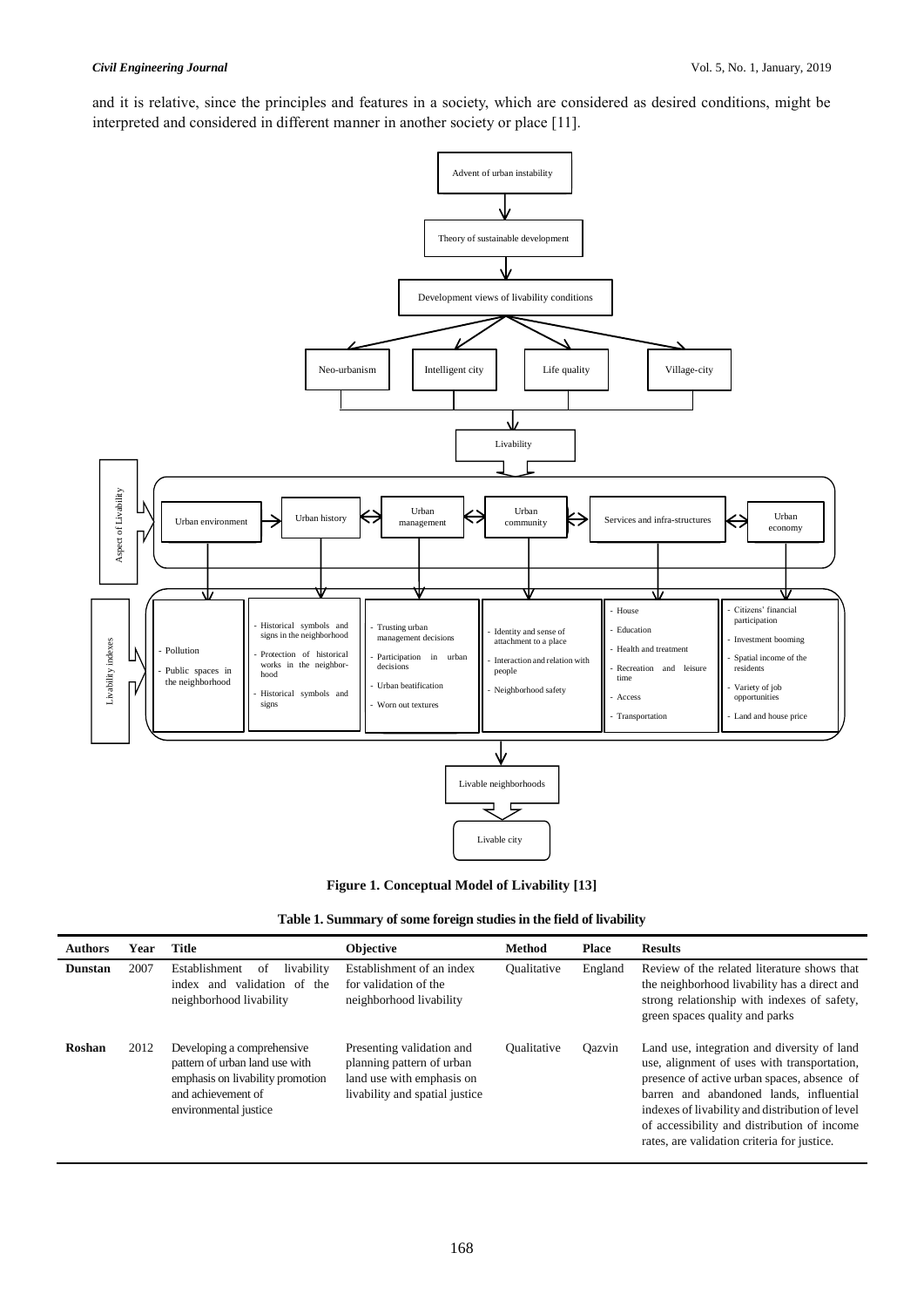and it is relative, since the principles and features in a society, which are considered as desired conditions, might be interpreted and considered in different manner in another society or place [11].

**Figure 1. Conceptual Model of Livability [13]**

**Table 1. Summary of some foreign studies in the field of livability**

| Authors | Year | Title | Objective | Method | Place | Results |
|---|---|---|---|---|---|---|
| **Dunstan** | 2007 | Establishment of livability index and validation of the neighborhood livability | Establishment of an index for validation of the neighborhood livability | Qualitative | England | Review of the related literature shows that the neighborhood livability has a direct and strong relationship with indexes of safety, green spaces quality and parks |
| **Roshan** | 2012 | Developing a comprehensive pattern of urban land use with emphasis on livability promotion and achievement of environmental justice | Presenting validation and planning pattern of urban land use with emphasis on livability and spatial justice | Qualitative | Qazvin | Land use, integration and diversity of land use, alignment of uses with transportation, presence of active urban spaces, absence of barren and abandoned lands, influential indexes of livability and distribution of level of accessibility and distribution of income rates, are validation criteria for justice. |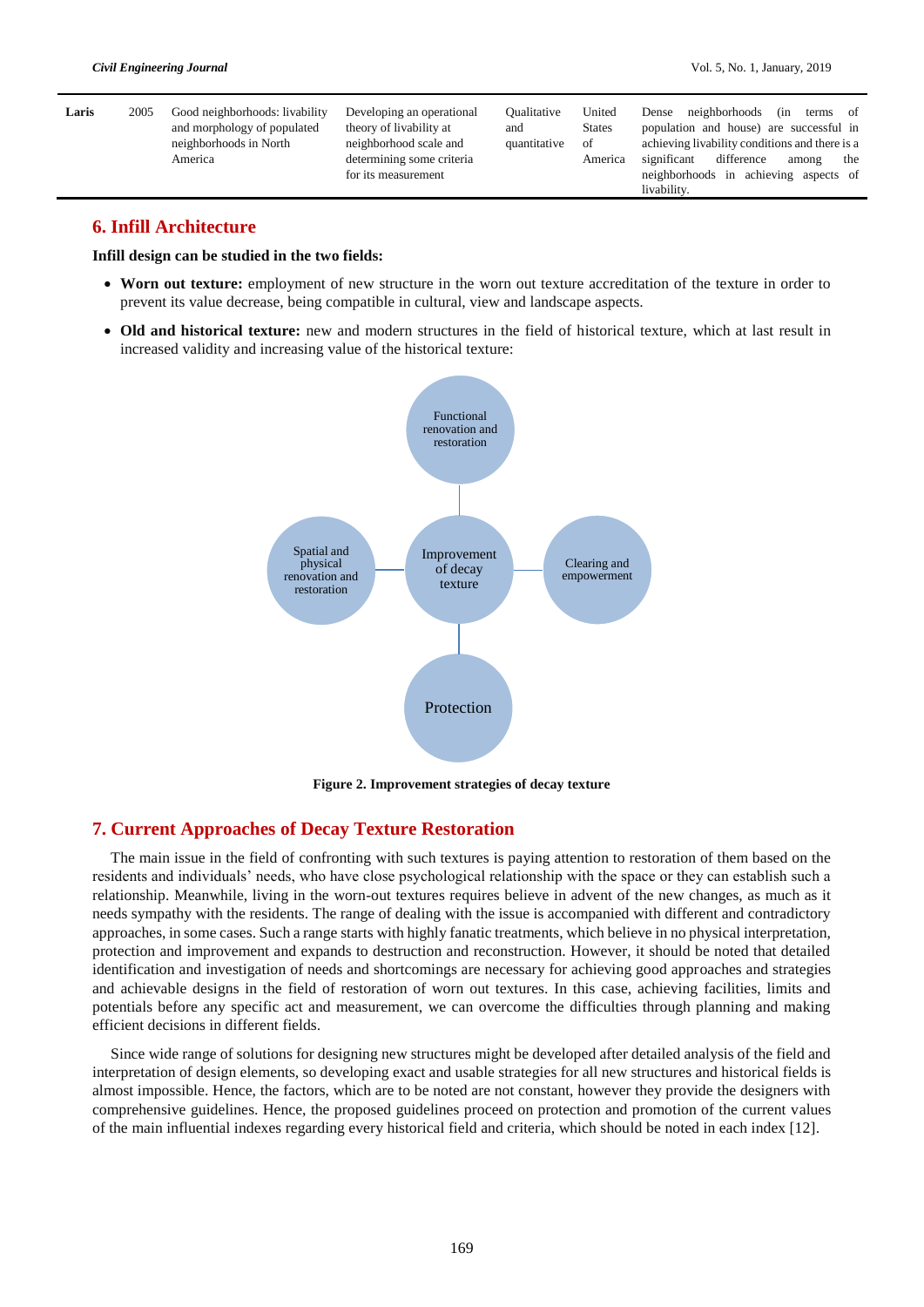| Laris | 2005 | Good neighborhoods: livability and morphology of populated neighborhoods in North America | Developing an operational theory of livability at neighborhood scale and determining some criteria for its measurement | Qualitative and quantitative | United States of America | Dense neighborhoods (in terms of population and house) are successful in achieving livability conditions and there is a significant difference among the neighborhoods in achieving aspects of livability. |
|---|---|---|---|---|---|---|

## 6. Infill Architecture

**Infill design can be studied in the two fields:**

- **Worn out texture:** employment of new structure in the worn out texture accreditation of the texture in order to prevent its value decrease, being compatible in cultural, view and landscape aspects.
- **Old and historical texture:** new and modern structures in the field of historical texture, which at last result in increased validity and increasing value of the historical texture:

Functional renovation and restoration

Spatial and physical renovation and restoration

Improvement of decay texture

Clearing and empowerment

Protection

**Figure 2. Improvement strategies of decay texture**

## 7. Current Approaches of Decay Texture Restoration

The main issue in the field of confronting with such textures is paying attention to restoration of them based on the residents and individuals' needs, who have close psychological relationship with the space or they can establish such a relationship. Meanwhile, living in the worn-out textures requires believe in advent of the new changes, as much as it needs sympathy with the residents. The range of dealing with the issue is accompanied with different and contradictory approaches, in some cases. Such a range starts with highly fanatic treatments, which believe in no physical interpretation, protection and improvement and expands to destruction and reconstruction. However, it should be noted that detailed identification and investigation of needs and shortcomings are necessary for achieving good approaches and strategies and achievable designs in the field of restoration of worn out textures. In this case, achieving facilities, limits and potentials before any specific act and measurement, we can overcome the difficulties through planning and making efficient decisions in different fields.

Since wide range of solutions for designing new structures might be developed after detailed analysis of the field and interpretation of design elements, so developing exact and usable strategies for all new structures and historical fields is almost impossible. Hence, the factors, which are to be noted are not constant, however they provide the designers with comprehensive guidelines. Hence, the proposed guidelines proceed on protection and promotion of the current values of the main influential indexes regarding every historical field and criteria, which should be noted in each index [12].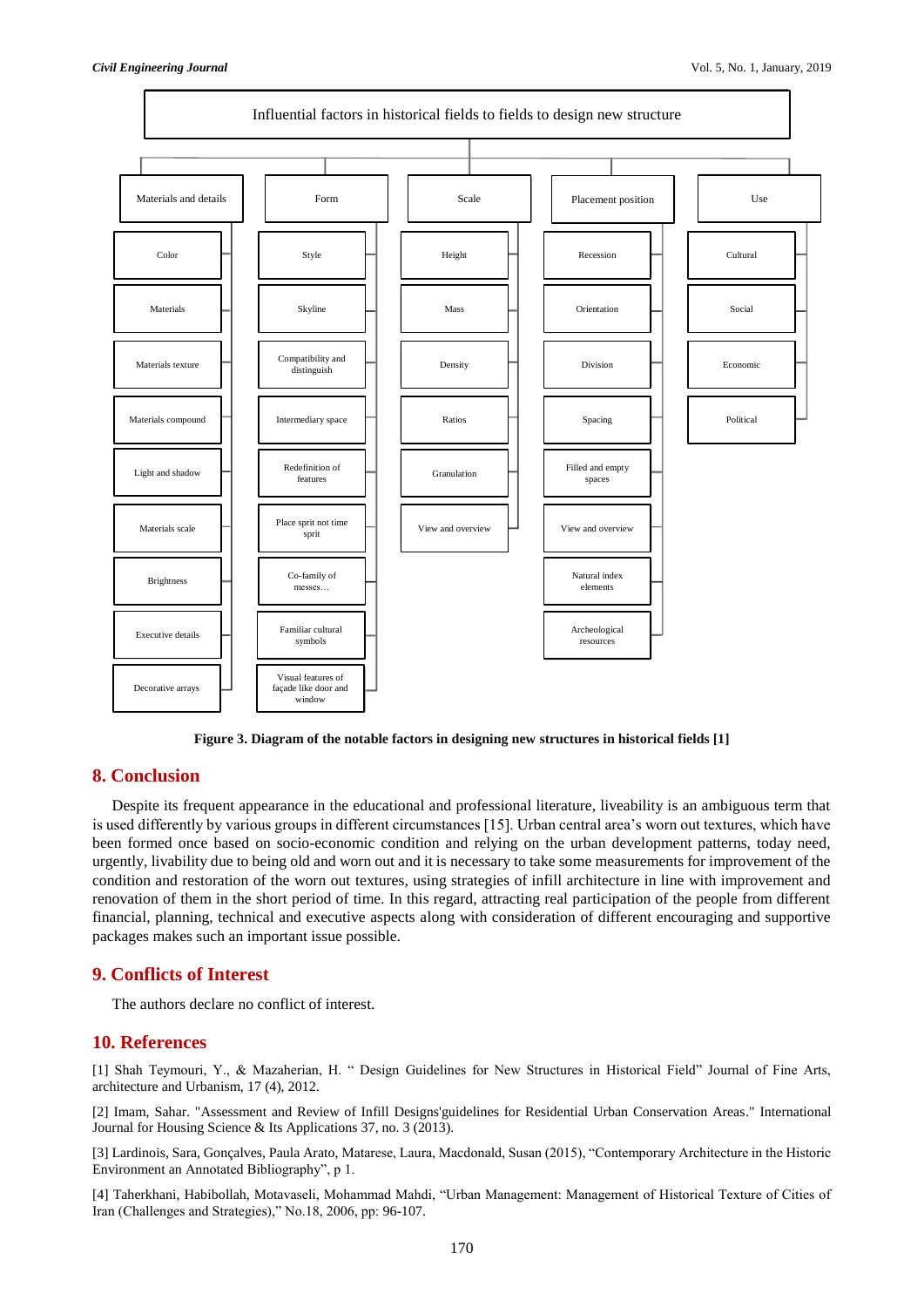Influential factors in historical fields to fields to design new structure

| Materials and details | Form | Scale | Placement position | Use |
| --- | --- | --- | --- | --- |
| Color | Style | Height | Recession | Cultural |
| Materials | Skyline | Mass | Orientation | Social |
| Materials texture | Compatibility and distinguish | Density | Division | Economic |
| Materials compound | Intermediary space | Ratios | Spacing | Political |
| Light and shadow | Redefinition of features | Granulation | Filled and empty spaces | |
| Materials scale | Place sprit not time sprit | View and overview | View and overview | |
| Brightness | Co-family of messes… | | Natural index elements | |
| Executive details | Familiar cultural symbols | | Archeological resources | |
| Decorative arrays | Visual features of façade like door and window | | | |

**Figure 3. Diagram of the notable factors in designing new structures in historical fields [1]**

## 8. Conclusion

Despite its frequent appearance in the educational and professional literature, liveability is an ambiguous term that is used differently by various groups in different circumstances [15]. Urban central area's worn out textures, which have been formed once based on socio-economic condition and relying on the urban development patterns, today need, urgently, livability due to being old and worn out and it is necessary to take some measurements for improvement of the condition and restoration of the worn out textures, using strategies of infill architecture in line with improvement and renovation of them in the short period of time. In this regard, attracting real participation of the people from different financial, planning, technical and executive aspects along with consideration of different encouraging and supportive packages makes such an important issue possible.

## 9. Conflicts of Interest

The authors declare no conflict of interest.

## 10. References

[1] Shah Teymouri, Y., & Mazaherian, H. " Design Guidelines for New Structures in Historical Field" Journal of Fine Arts, architecture and Urbanism, 17 (4), 2012.

[2] Imam, Sahar. "Assessment and Review of Infill Designs'guidelines for Residential Urban Conservation Areas." International Journal for Housing Science & Its Applications 37, no. 3 (2013).

[3] Lardinois, Sara, Gonçalves, Paula Arato, Matarese, Laura, Macdonald, Susan (2015), "Contemporary Architecture in the Historic Environment an Annotated Bibliography", p 1.

[4] Taherkhani, Habibollah, Motavaseli, Mohammad Mahdi, "Urban Management: Management of Historical Texture of Cities of Iran (Challenges and Strategies)," No.18, 2006, pp: 96-107.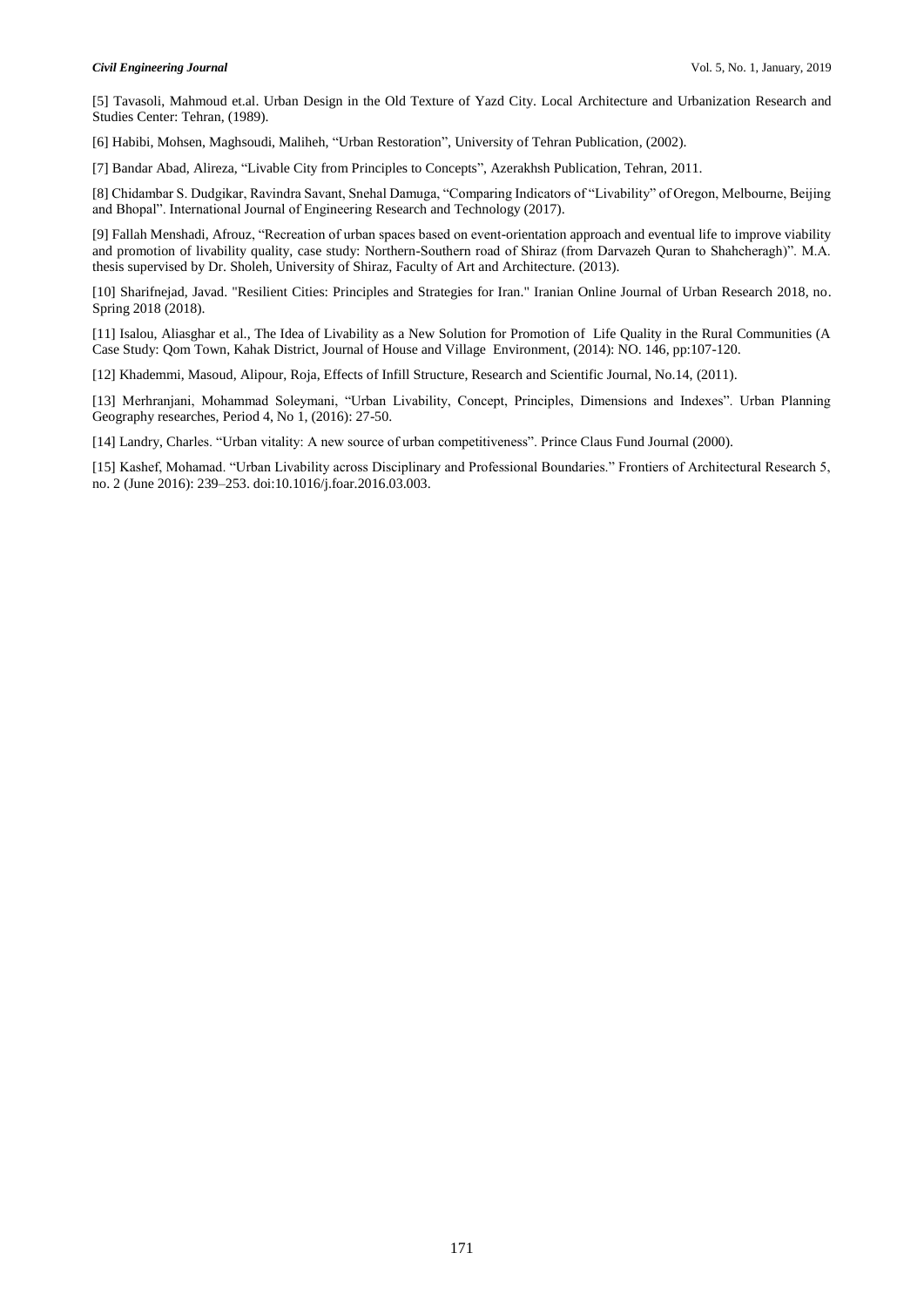[5] Tavasoli, Mahmoud et.al. Urban Design in the Old Texture of Yazd City. Local Architecture and Urbanization Research and Studies Center: Tehran, (1989).

[6] Habibi, Mohsen, Maghsoudi, Maliheh, "Urban Restoration", University of Tehran Publication, (2002).

[7] Bandar Abad, Alireza, "Livable City from Principles to Concepts", Azerakhsh Publication, Tehran, 2011.

[8] Chidambar S. Dudgikar, Ravindra Savant, Snehal Damuga, "Comparing Indicators of "Livability" of Oregon, Melbourne, Beijing and Bhopal". International Journal of Engineering Research and Technology (2017).

[9] Fallah Menshadi, Afrouz, "Recreation of urban spaces based on event-orientation approach and eventual life to improve viability and promotion of livability quality, case study: Northern-Southern road of Shiraz (from Darvazeh Quran to Shahcheragh)". M.A. thesis supervised by Dr. Sholeh, University of Shiraz, Faculty of Art and Architecture. (2013).

[10] Sharifnejad, Javad. "Resilient Cities: Principles and Strategies for Iran." Iranian Online Journal of Urban Research 2018, no. Spring 2018 (2018).

[11] Isalou, Aliasghar et al., The Idea of Livability as a New Solution for Promotion of Life Quality in the Rural Communities (A Case Study: Qom Town, Kahak District, Journal of House and Village Environment, (2014): NO. 146, pp:107-120.

[12] Khademmi, Masoud, Alipour, Roja, Effects of Infill Structure, Research and Scientific Journal, No.14, (2011).

[13] Merhranjani, Mohammad Soleymani, "Urban Livability, Concept, Principles, Dimensions and Indexes". Urban Planning Geography researches, Period 4, No 1, (2016): 27-50.

[14] Landry, Charles. "Urban vitality: A new source of urban competitiveness". Prince Claus Fund Journal (2000).

[15] Kashef, Mohamad. "Urban Livability across Disciplinary and Professional Boundaries." Frontiers of Architectural Research 5, no. 2 (June 2016): 239–253. doi:10.1016/j.foar.2016.03.003.